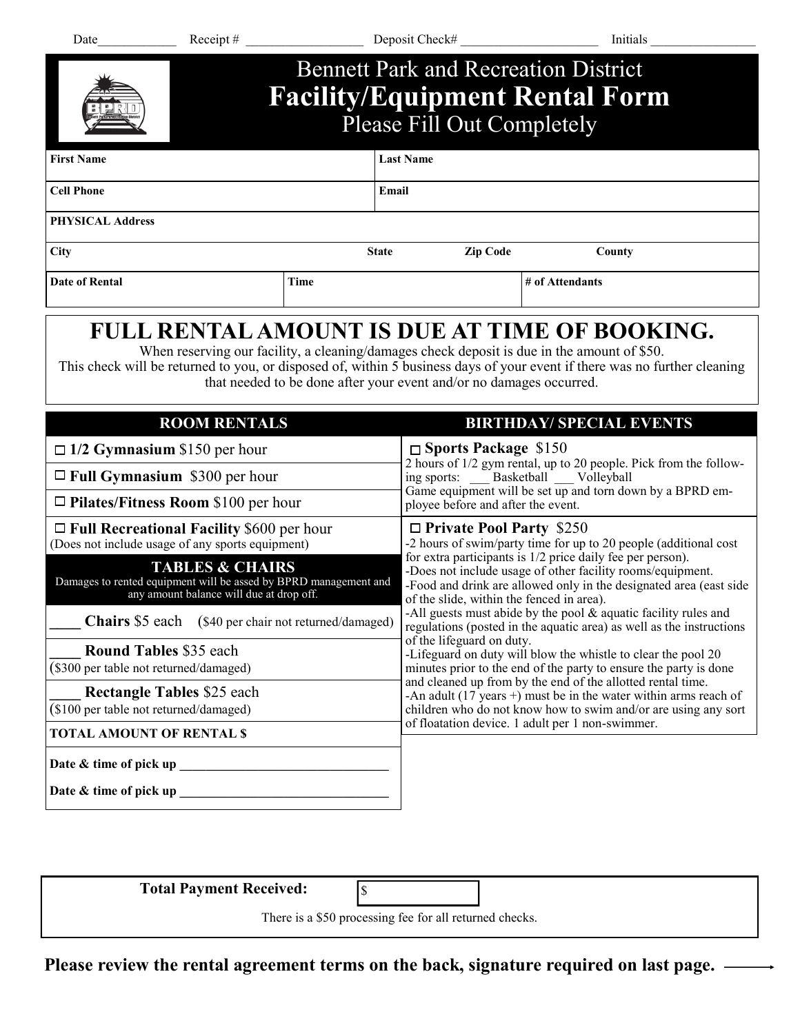Date____________ Receipt # __________________ Deposit Check# _____________________ Initials ________________

# Bennett Park and Recreation District

## Facility/Equipment Rental Form

Please Fill Out Completely

| First Name | | Last Name | |
|---|---|---|---|
| **Cell Phone** | | **Email** | |
| **PHYSICAL Address** | | | |
| **City** | **State** | **Zip Code** | **County** |
| **Date of Rental** | **Time** | **# of Attendants** | |

## FULL RENTAL AMOUNT IS DUE AT TIME OF BOOKING.

When reserving our facility, a cleaning/damages check deposit is due in the amount of $50.
This check will be returned to you, or disposed of, within 5 business days of your event if there was no further cleaning that needed to be done after your event and/or no damages occurred.

### ROOM RENTALS

- ☐ **1/2 Gymnasium** $150 per hour
- ☐ **Full Gymnasium** $300 per hour
- ☐ **Pilates/Fitness Room** $100 per hour
- ☐ **Full Recreational Facility** $600 per hour (Does not include usage of any sports equipment)

### TABLES & CHAIRS

Damages to rented equipment will be assed by BPRD management and any amount balance will due at drop off.

- ____ **Chairs** $5 each ($40 per chair not returned/damaged)
- ____ **Round Tables** $35 each ($300 per table not returned/damaged)
- ____ **Rectangle Tables** $25 each ($100 per table not returned/damaged)

**TOTAL AMOUNT OF RENTAL $**

**Date & time of pick up** ________________________________

**Date & time of pick up** ________________________________

### BIRTHDAY/ SPECIAL EVENTS

☐ **Sports Package** $150
2 hours of 1/2 gym rental, up to 20 people. Pick from the following sports: ___ Basketball ___ Volleyball
Game equipment will be set up and torn down by a BPRD employee before and after the event.

☐ **Private Pool Party** $250
-2 hours of swim/party time for up to 20 people (additional cost for extra participants is 1/2 price daily fee per person).
-Does not include usage of other facility rooms/equipment.
-Food and drink are allowed only in the designated area (east side of the slide, within the fenced in area).
-All guests must abide by the pool & aquatic facility rules and regulations (posted in the aquatic area) as well as the instructions of the lifeguard on duty.
-Lifeguard on duty will blow the whistle to clear the pool 20 minutes prior to the end of the party to ensure the party is done and cleaned up from by the end of the allotted rental time.
-An adult (17 years +) must be in the water within arms reach of children who do not know how to swim and/or are using any sort of floatation device. 1 adult per 1 non-swimmer.

**Total Payment Received:** $

There is a $50 processing fee for all returned checks.

**Please review the rental agreement terms on the back, signature required on last page.** ⟶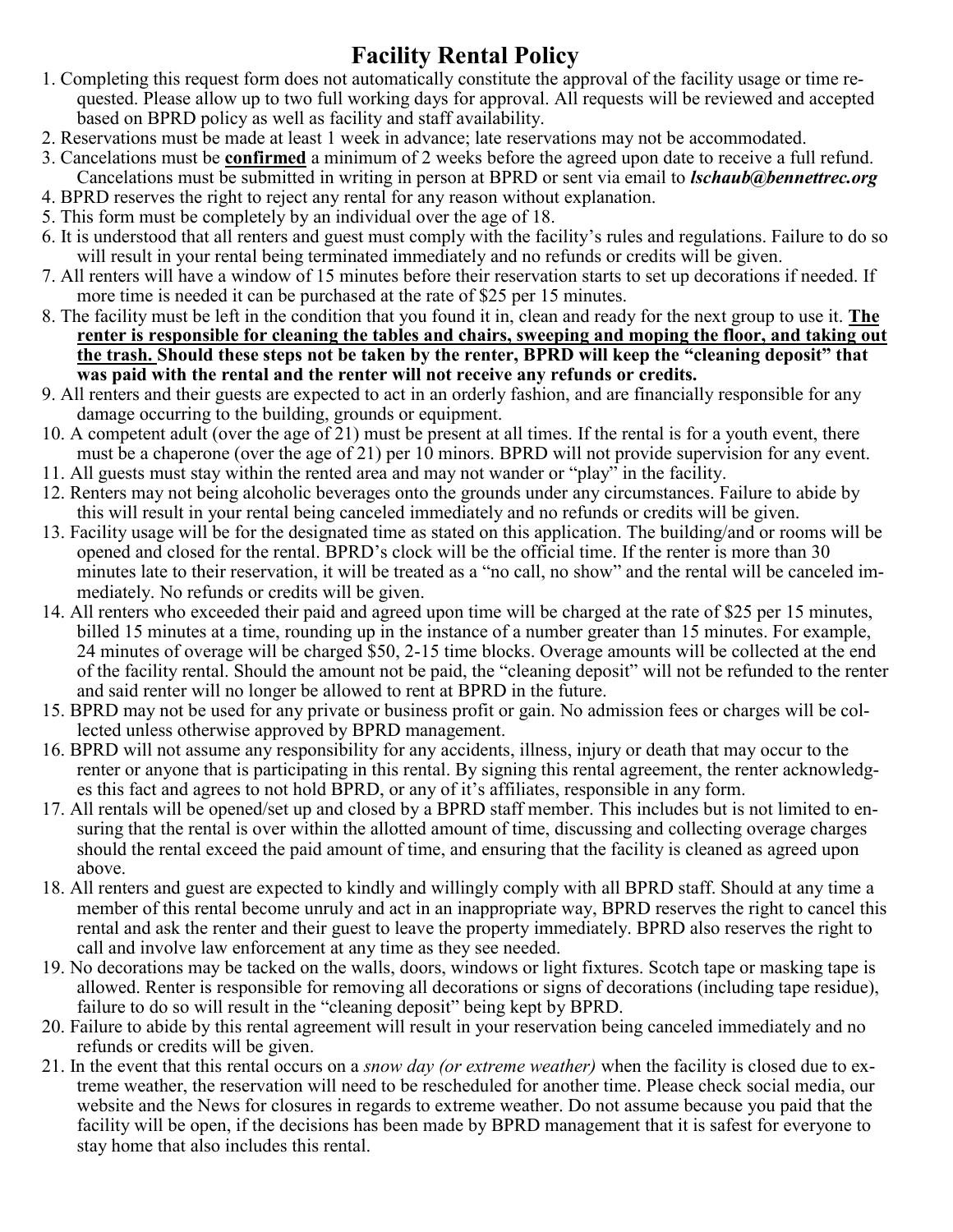# Facility Rental Policy

1. Completing this request form does not automatically constitute the approval of the facility usage or time requested. Please allow up to two full working days for approval. All requests will be reviewed and accepted based on BPRD policy as well as facility and staff availability.
2. Reservations must be made at least 1 week in advance; late reservations may not be accommodated.
3. Cancelations must be **confirmed** a minimum of 2 weeks before the agreed upon date to receive a full refund. Cancelations must be submitted in writing in person at BPRD or sent via email to ***lschaub@bennettrec.org***
4. BPRD reserves the right to reject any rental for any reason without explanation.
5. This form must be completely by an individual over the age of 18.
6. It is understood that all renters and guest must comply with the facility's rules and regulations. Failure to do so will result in your rental being terminated immediately and no refunds or credits will be given.
7. All renters will have a window of 15 minutes before their reservation starts to set up decorations if needed. If more time is needed it can be purchased at the rate of $25 per 15 minutes.
8. The facility must be left in the condition that you found it in, clean and ready for the next group to use it. **The renter is responsible for cleaning the tables and chairs, sweeping and moping the floor, and taking out the trash. Should these steps not be taken by the renter, BPRD will keep the "cleaning deposit" that was paid with the rental and the renter will not receive any refunds or credits.**
9. All renters and their guests are expected to act in an orderly fashion, and are financially responsible for any damage occurring to the building, grounds or equipment.
10. A competent adult (over the age of 21) must be present at all times. If the rental is for a youth event, there must be a chaperone (over the age of 21) per 10 minors. BPRD will not provide supervision for any event.
11. All guests must stay within the rented area and may not wander or "play" in the facility.
12. Renters may not being alcoholic beverages onto the grounds under any circumstances. Failure to abide by this will result in your rental being canceled immediately and no refunds or credits will be given.
13. Facility usage will be for the designated time as stated on this application. The building/and or rooms will be opened and closed for the rental. BPRD's clock will be the official time. If the renter is more than 30 minutes late to their reservation, it will be treated as a "no call, no show" and the rental will be canceled immediately. No refunds or credits will be given.
14. All renters who exceeded their paid and agreed upon time will be charged at the rate of $25 per 15 minutes, billed 15 minutes at a time, rounding up in the instance of a number greater than 15 minutes. For example, 24 minutes of overage will be charged $50, 2-15 time blocks. Overage amounts will be collected at the end of the facility rental. Should the amount not be paid, the "cleaning deposit" will not be refunded to the renter and said renter will no longer be allowed to rent at BPRD in the future.
15. BPRD may not be used for any private or business profit or gain. No admission fees or charges will be collected unless otherwise approved by BPRD management.
16. BPRD will not assume any responsibility for any accidents, illness, injury or death that may occur to the renter or anyone that is participating in this rental. By signing this rental agreement, the renter acknowledges this fact and agrees to not hold BPRD, or any of it's affiliates, responsible in any form.
17. All rentals will be opened/set up and closed by a BPRD staff member. This includes but is not limited to ensuring that the rental is over within the allotted amount of time, discussing and collecting overage charges should the rental exceed the paid amount of time, and ensuring that the facility is cleaned as agreed upon above.
18. All renters and guest are expected to kindly and willingly comply with all BPRD staff. Should at any time a member of this rental become unruly and act in an inappropriate way, BPRD reserves the right to cancel this rental and ask the renter and their guest to leave the property immediately. BPRD also reserves the right to call and involve law enforcement at any time as they see needed.
19. No decorations may be tacked on the walls, doors, windows or light fixtures. Scotch tape or masking tape is allowed. Renter is responsible for removing all decorations or signs of decorations (including tape residue), failure to do so will result in the "cleaning deposit" being kept by BPRD.
20. Failure to abide by this rental agreement will result in your reservation being canceled immediately and no refunds or credits will be given.
21. In the event that this rental occurs on a *snow day (or extreme weather)* when the facility is closed due to extreme weather, the reservation will need to be rescheduled for another time. Please check social media, our website and the News for closures in regards to extreme weather. Do not assume because you paid that the facility will be open, if the decisions has been made by BPRD management that it is safest for everyone to stay home that also includes this rental.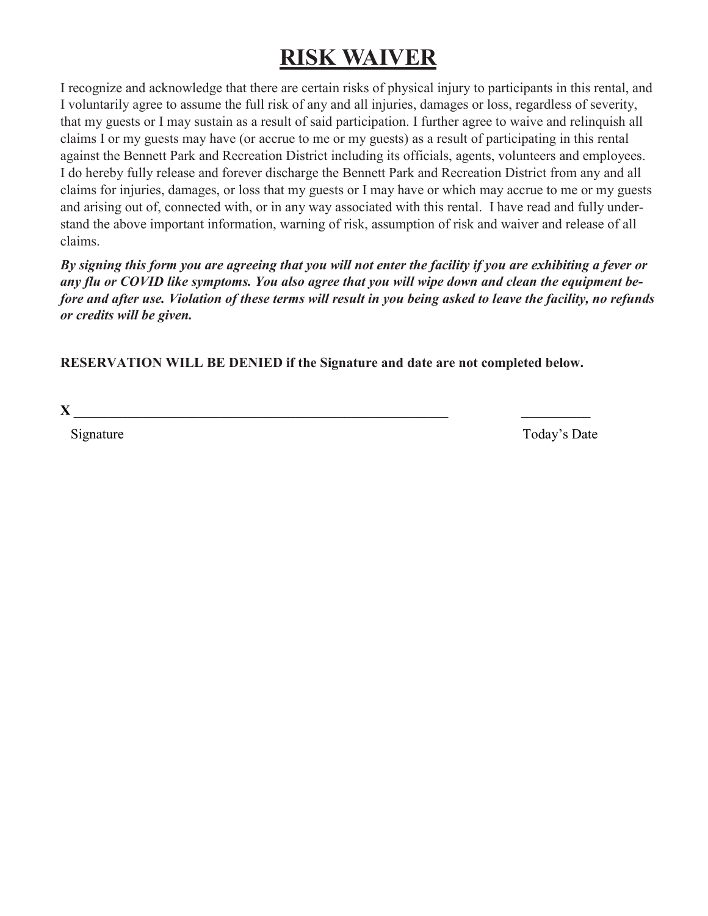# RISK WAIVER

I recognize and acknowledge that there are certain risks of physical injury to participants in this rental, and I voluntarily agree to assume the full risk of any and all injuries, damages or loss, regardless of severity, that my guests or I may sustain as a result of said participation. I further agree to waive and relinquish all claims I or my guests may have (or accrue to me or my guests) as a result of participating in this rental against the Bennett Park and Recreation District including its officials, agents, volunteers and employees. I do hereby fully release and forever discharge the Bennett Park and Recreation District from any and all claims for injuries, damages, or loss that my guests or I may have or which may accrue to me or my guests and arising out of, connected with, or in any way associated with this rental. I have read and fully understand the above important information, warning of risk, assumption of risk and waiver and release of all claims.

***By signing this form you are agreeing that you will not enter the facility if you are exhibiting a fever or any flu or COVID like symptoms. You also agree that you will wipe down and clean the equipment before and after use. Violation of these terms will result in you being asked to leave the facility, no refunds or credits will be given.***

**RESERVATION WILL BE DENIED if the Signature and date are not completed below.**

**X** _______________________________________________________ __________

Signature Today's Date